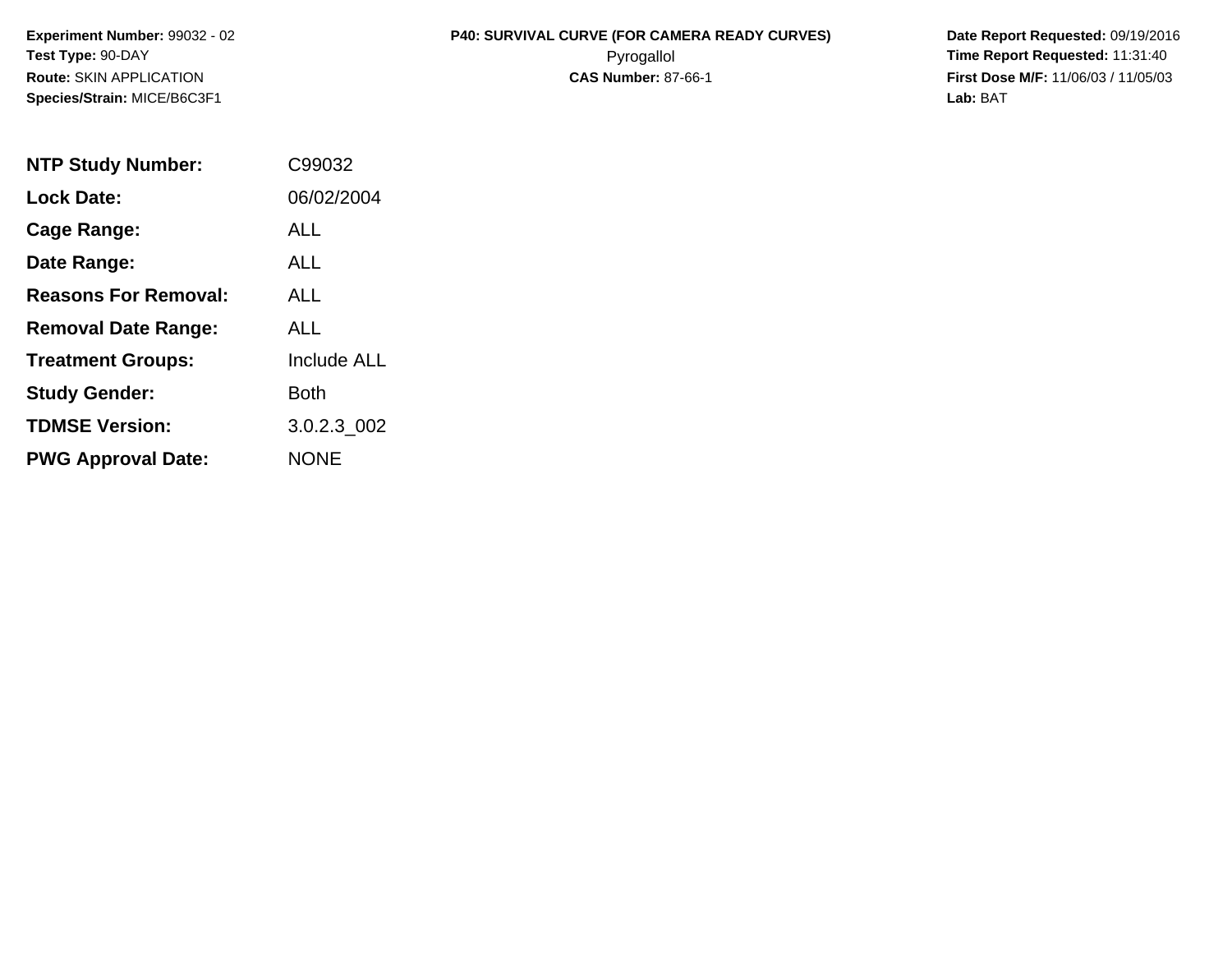**Experiment Number:** 99032 - 02
**Test Type:** 90-DAY
**Route:** SKIN APPLICATION
**Species/Strain:** MICE/B6C3F1

**P40: SURVIVAL CURVE (FOR CAMERA READY CURVES)**
Pyrogallol
**CAS Number:** 87-66-1

**Date Report Requested:** 09/19/2016
**Time Report Requested:** 11:31:40
**First Dose M/F:** 11/06/03 / 11/05/03
**Lab:** BAT

| | |
|---|---|
| **NTP Study Number:** | C99032 |
| **Lock Date:** | 06/02/2004 |
| **Cage Range:** | ALL |
| **Date Range:** | ALL |
| **Reasons For Removal:** | ALL |
| **Removal Date Range:** | ALL |
| **Treatment Groups:** | Include ALL |
| **Study Gender:** | Both |
| **TDMSE Version:** | 3.0.2.3_002 |
| **PWG Approval Date:** | NONE |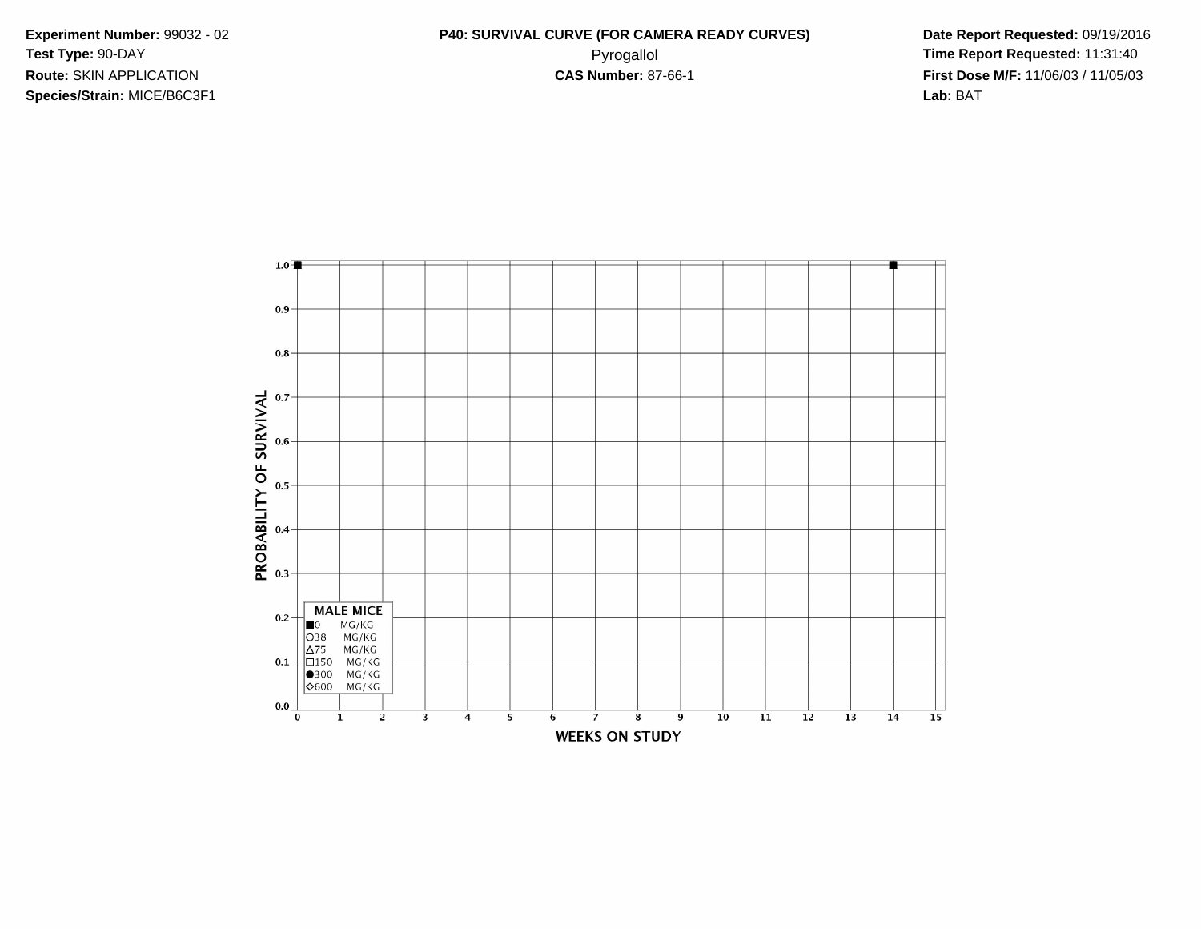**Experiment Number:** 99032 - 02
**Test Type:** 90-DAY
**Route:** SKIN APPLICATION
**Species/Strain:** MICE/B6C3F1

**P40: SURVIVAL CURVE (FOR CAMERA READY CURVES)**
Pyrogallol
**CAS Number:** 87-66-1

**Date Report Requested:** 09/19/2016
**Time Report Requested:** 11:31:40
**First Dose M/F:** 11/06/03 / 11/05/03
**Lab:** BAT

PROBABILITY OF SURVIVAL

1.0
0.9
0.8
0.7
0.6
0.5
0.4
0.3
0.2
0.1
0.0

WEEKS ON STUDY

0 1 2 3 4 5 6 7 8 9 10 11 12 13 14 15

**MALE MICE**
■0 MG/KG
○38 MG/KG
△75 MG/KG
□150 MG/KG
●300 MG/KG
◇600 MG/KG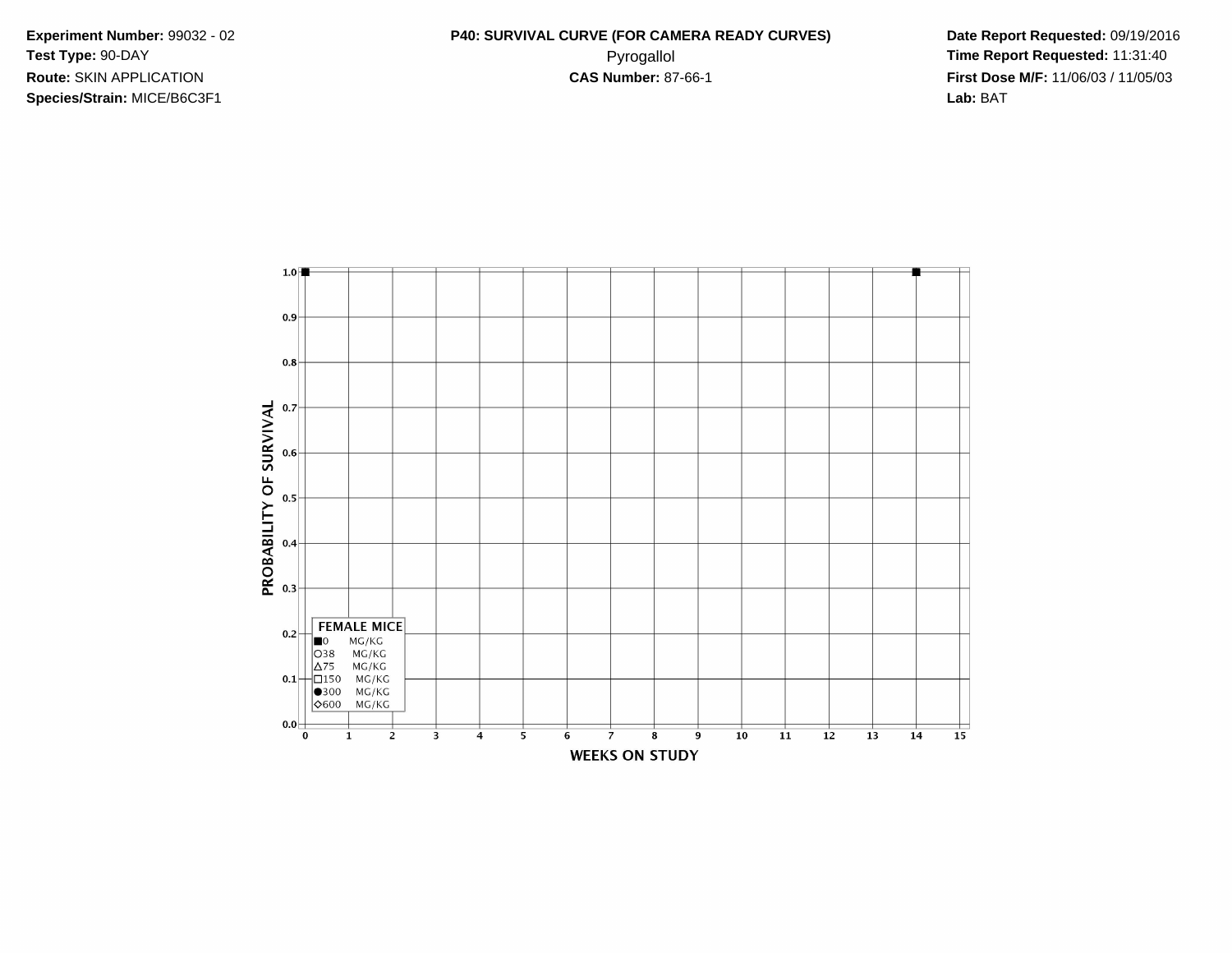**Experiment Number:** 99032 - 02
**Test Type:** 90-DAY
**Route:** SKIN APPLICATION
**Species/Strain:** MICE/B6C3F1

**P40: SURVIVAL CURVE (FOR CAMERA READY CURVES)**
Pyrogallol
**CAS Number:** 87-66-1

**Date Report Requested:** 09/19/2016
**Time Report Requested:** 11:31:40
**First Dose M/F:** 11/06/03 / 11/05/03
**Lab:** BAT

PROBABILITY OF SURVIVAL

1.0
0.9
0.8
0.7
0.6
0.5
0.4
0.3
0.2
0.1
0.0

WEEKS ON STUDY

0 1 2 3 4 5 6 7 8 9 10 11 12 13 14 15

FEMALE MICE
■0 MG/KG
○38 MG/KG
△75 MG/KG
□150 MG/KG
●300 MG/KG
◇600 MG/KG